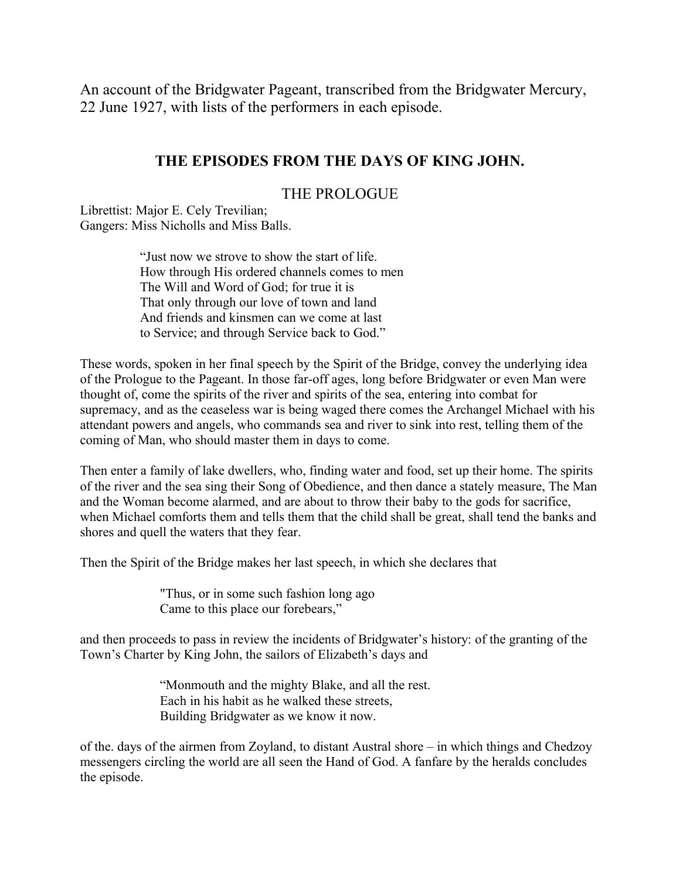An account of the Bridgwater Pageant, transcribed from the Bridgwater Mercury, 22 June 1927, with lists of the performers in each episode.

## THE EPISODES FROM THE DAYS OF KING JOHN.

### THE PROLOGUE

Librettist: Major E. Cely Trevilian;
Gangers: Miss Nicholls and Miss Balls.

> "Just now we strove to show the start of life.
> How through His ordered channels comes to men
> The Will and Word of God; for true it is
> That only through our love of town and land
> And friends and kinsmen can we come at last
> to Service; and through Service back to God."

These words, spoken in her final speech by the Spirit of the Bridge, convey the underlying idea of the Prologue to the Pageant. In those far-off ages, long before Bridgwater or even Man were thought of, come the spirits of the river and spirits of the sea, entering into combat for supremacy, and as the ceaseless war is being waged there comes the Archangel Michael with his attendant powers and angels, who commands sea and river to sink into rest, telling them of the coming of Man, who should master them in days to come.

Then enter a family of lake dwellers, who, finding water and food, set up their home. The spirits of the river and the sea sing their Song of Obedience, and then dance a stately measure, The Man and the Woman become alarmed, and are about to throw their baby to the gods for sacrifice, when Michael comforts them and tells them that the child shall be great, shall tend the banks and shores and quell the waters that they fear.

Then the Spirit of the Bridge makes her last speech, in which she declares that

> "Thus, or in some such fashion long ago
> Came to this place our forebears,"

and then proceeds to pass in review the incidents of Bridgwater's history: of the granting of the Town's Charter by King John, the sailors of Elizabeth's days and

> "Monmouth and the mighty Blake, and all the rest.
> Each in his habit as he walked these streets,
> Building Bridgwater as we know it now.

of the. days of the airmen from Zoyland, to distant Austral shore – in which things and Chedzoy messengers circling the world are all seen the Hand of God. A fanfare by the heralds concludes the episode.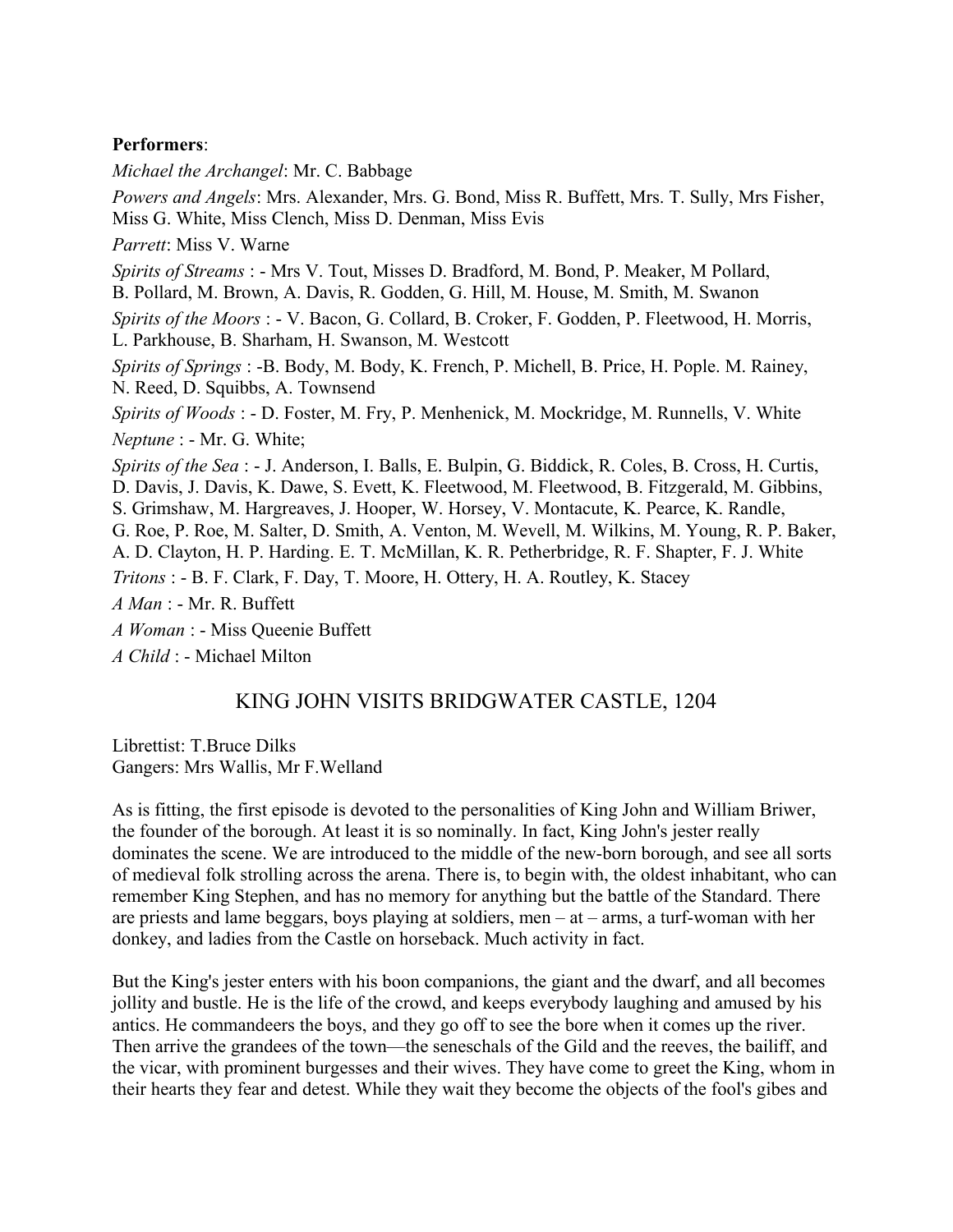**Performers**:

*Michael the Archangel*: Mr. C. Babbage

*Powers and Angels*: Mrs. Alexander, Mrs. G. Bond, Miss R. Buffett, Mrs. T. Sully, Mrs Fisher, Miss G. White, Miss Clench, Miss D. Denman, Miss Evis

*Parrett*: Miss V. Warne

*Spirits of Streams* : - Mrs V. Tout, Misses D. Bradford, M. Bond, P. Meaker, M Pollard, B. Pollard, M. Brown, A. Davis, R. Godden, G. Hill, M. House, M. Smith, M. Swanon

*Spirits of the Moors* : - V. Bacon, G. Collard, B. Croker, F. Godden, P. Fleetwood, H. Morris, L. Parkhouse, B. Sharham, H. Swanson, M. Westcott

*Spirits of Springs* : -B. Body, M. Body, K. French, P. Michell, B. Price, H. Pople. M. Rainey, N. Reed, D. Squibbs, A. Townsend

*Spirits of Woods* : - D. Foster, M. Fry, P. Menhenick, M. Mockridge, M. Runnells, V. White

*Neptune* : - Mr. G. White;

*Spirits of the Sea* : - J. Anderson, I. Balls, E. Bulpin, G. Biddick, R. Coles, B. Cross, H. Curtis, D. Davis, J. Davis, K. Dawe, S. Evett, K. Fleetwood, M. Fleetwood, B. Fitzgerald, M. Gibbins, S. Grimshaw, M. Hargreaves, J. Hooper, W. Horsey, V. Montacute, K. Pearce, K. Randle, G. Roe, P. Roe, M. Salter, D. Smith, A. Venton, M. Wevell, M. Wilkins, M. Young, R. P. Baker, A. D. Clayton, H. P. Harding. E. T. McMillan, K. R. Petherbridge, R. F. Shapter, F. J. White

*Tritons* : - B. F. Clark, F. Day, T. Moore, H. Ottery, H. A. Routley, K. Stacey

*A Man* : - Mr. R. Buffett

*A Woman* : - Miss Queenie Buffett

*A Child* : - Michael Milton

## KING JOHN VISITS BRIDGWATER CASTLE, 1204

Librettist: T.Bruce Dilks
Gangers: Mrs Wallis, Mr F.Welland

As is fitting, the first episode is devoted to the personalities of King John and William Briwer, the founder of the borough. At least it is so nominally. In fact, King John's jester really dominates the scene. We are introduced to the middle of the new-born borough, and see all sorts of medieval folk strolling across the arena. There is, to begin with, the oldest inhabitant, who can remember King Stephen, and has no memory for anything but the battle of the Standard. There are priests and lame beggars, boys playing at soldiers, men – at – arms, a turf-woman with her donkey, and ladies from the Castle on horseback. Much activity in fact.

But the King's jester enters with his boon companions, the giant and the dwarf, and all becomes jollity and bustle. He is the life of the crowd, and keeps everybody laughing and amused by his antics. He commandeers the boys, and they go off to see the bore when it comes up the river. Then arrive the grandees of the town—the seneschals of the Gild and the reeves, the bailiff, and the vicar, with prominent burgesses and their wives. They have come to greet the King, whom in their hearts they fear and detest. While they wait they become the objects of the fool's gibes and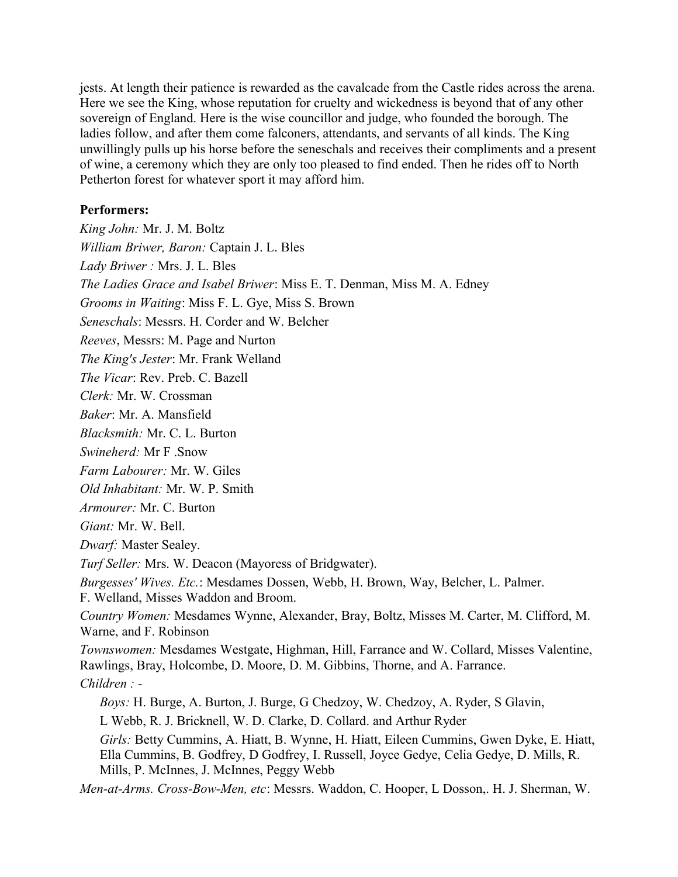jests. At length their patience is rewarded as the cavalcade from the Castle rides across the arena. Here we see the King, whose reputation for cruelty and wickedness is beyond that of any other sovereign of England. Here is the wise councillor and judge, who founded the borough. The ladies follow, and after them come falconers, attendants, and servants of all kinds. The King unwillingly pulls up his horse before the seneschals and receives their compliments and a present of wine, a ceremony which they are only too pleased to find ended. Then he rides off to North Petherton forest for whatever sport it may afford him.

**Performers:**

*King John:* Mr. J. M. Boltz

*William Briwer, Baron:* Captain J. L. Bles

*Lady Briwer :* Mrs. J. L. Bles

*The Ladies Grace and Isabel Briwer*: Miss E. T. Denman, Miss M. A. Edney

*Grooms in Waiting*: Miss F. L. Gye, Miss S. Brown

*Seneschals*: Messrs. H. Corder and W. Belcher

*Reeves*, Messrs: M. Page and Nurton

*The King's Jester*: Mr. Frank Welland

*The Vicar*: Rev. Preb. C. Bazell

*Clerk:* Mr. W. Crossman

*Baker*: Mr. A. Mansfield

*Blacksmith:* Mr. C. L. Burton

*Swineherd:* Mr F .Snow

*Farm Labourer:* Mr. W. Giles

*Old Inhabitant:* Mr. W. P. Smith

*Armourer:* Mr. C. Burton

*Giant:* Mr. W. Bell.

*Dwarf:* Master Sealey.

*Turf Seller:* Mrs. W. Deacon (Mayoress of Bridgwater).

*Burgesses' Wives. Etc.*: Mesdames Dossen, Webb, H. Brown, Way, Belcher, L. Palmer. F. Welland, Misses Waddon and Broom.

*Country Women:* Mesdames Wynne, Alexander, Bray, Boltz, Misses M. Carter, M. Clifford, M. Warne, and F. Robinson

*Townswomen:* Mesdames Westgate, Highman, Hill, Farrance and W. Collard, Misses Valentine, Rawlings, Bray, Holcombe, D. Moore, D. M. Gibbins, Thorne, and A. Farrance.

*Children : -*

*Boys:* H. Burge, A. Burton, J. Burge, G Chedzoy, W. Chedzoy, A. Ryder, S Glavin, L Webb, R. J. Bricknell, W. D. Clarke, D. Collard. and Arthur Ryder

*Girls:* Betty Cummins, A. Hiatt, B. Wynne, H. Hiatt, Eileen Cummins, Gwen Dyke, E. Hiatt, Ella Cummins, B. Godfrey, D Godfrey, I. Russell, Joyce Gedye, Celia Gedye, D. Mills, R. Mills, P. McInnes, J. McInnes, Peggy Webb

*Men-at-Arms. Cross-Bow-Men, etc*: Messrs. Waddon, C. Hooper, L Dosson,. H. J. Sherman, W.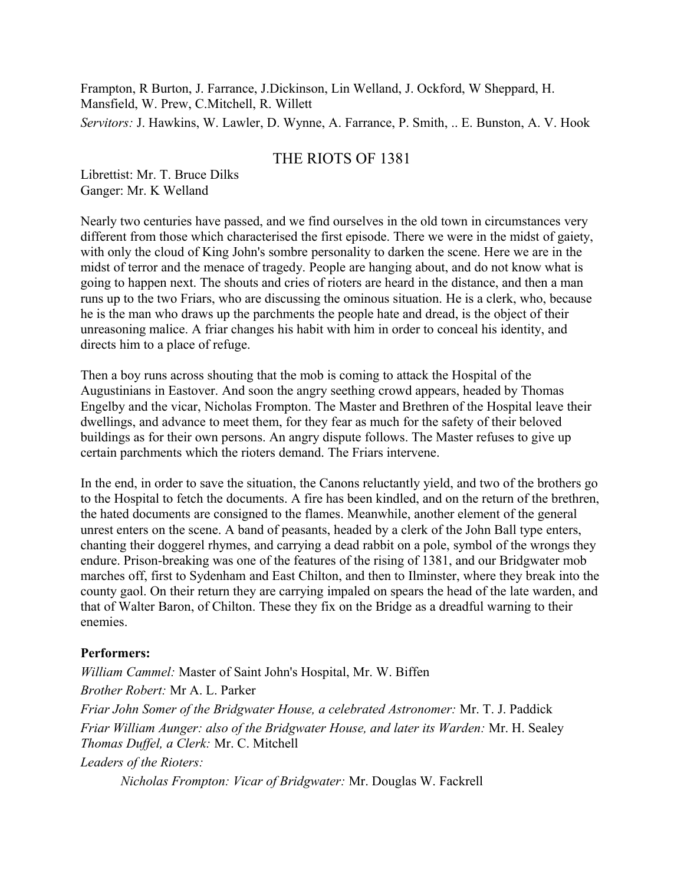Frampton, R Burton, J. Farrance, J.Dickinson, Lin Welland, J. Ockford, W Sheppard, H. Mansfield, W. Prew, C.Mitchell, R. Willett

*Servitors:* J. Hawkins, W. Lawler, D. Wynne, A. Farrance, P. Smith, .. E. Bunston, A. V. Hook

## THE RIOTS OF 1381

Librettist: Mr. T. Bruce Dilks
Ganger: Mr. K Welland

Nearly two centuries have passed, and we find ourselves in the old town in circumstances very different from those which characterised the first episode. There we were in the midst of gaiety, with only the cloud of King John's sombre personality to darken the scene. Here we are in the midst of terror and the menace of tragedy. People are hanging about, and do not know what is going to happen next. The shouts and cries of rioters are heard in the distance, and then a man runs up to the two Friars, who are discussing the ominous situation. He is a clerk, who, because he is the man who draws up the parchments the people hate and dread, is the object of their unreasoning malice. A friar changes his habit with him in order to conceal his identity, and directs him to a place of refuge.

Then a boy runs across shouting that the mob is coming to attack the Hospital of the Augustinians in Eastover. And soon the angry seething crowd appears, headed by Thomas Engelby and the vicar, Nicholas Frompton. The Master and Brethren of the Hospital leave their dwellings, and advance to meet them, for they fear as much for the safety of their beloved buildings as for their own persons. An angry dispute follows. The Master refuses to give up certain parchments which the rioters demand. The Friars intervene.

In the end, in order to save the situation, the Canons reluctantly yield, and two of the brothers go to the Hospital to fetch the documents. A fire has been kindled, and on the return of the brethren, the hated documents are consigned to the flames. Meanwhile, another element of the general unrest enters on the scene. A band of peasants, headed by a clerk of the John Ball type enters, chanting their doggerel rhymes, and carrying a dead rabbit on a pole, symbol of the wrongs they endure. Prison-breaking was one of the features of the rising of 1381, and our Bridgwater mob marches off, first to Sydenham and East Chilton, and then to Ilminster, where they break into the county gaol. On their return they are carrying impaled on spears the head of the late warden, and that of Walter Baron, of Chilton. These they fix on the Bridge as a dreadful warning to their enemies.

**Performers:**

*William Cammel:* Master of Saint John's Hospital, Mr. W. Biffen

*Brother Robert:* Mr A. L. Parker

*Friar John Somer of the Bridgwater House, a celebrated Astronomer:* Mr. T. J. Paddick

*Friar William Aunger: also of the Bridgwater House, and later its Warden:* Mr. H. Sealey

*Thomas Duffel, a Clerk:* Mr. C. Mitchell

*Leaders of the Rioters:*

> *Nicholas Frompton: Vicar of Bridgwater:* Mr. Douglas W. Fackrell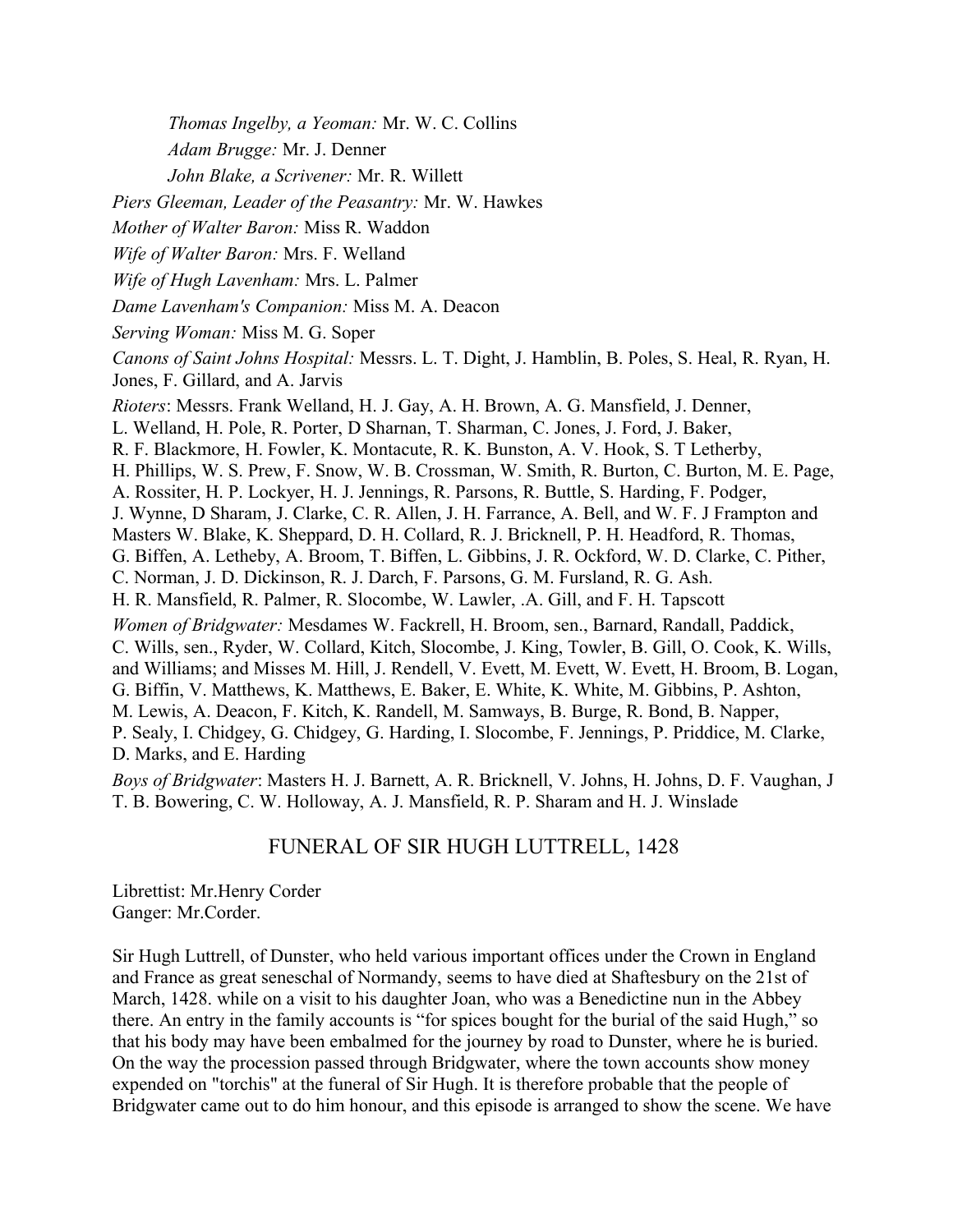*Thomas Ingelby, a Yeoman:* Mr. W. C. Collins

*Adam Brugge:* Mr. J. Denner

*John Blake, a Scrivener:* Mr. R. Willett

*Piers Gleeman, Leader of the Peasantry:* Mr. W. Hawkes

*Mother of Walter Baron:* Miss R. Waddon

*Wife of Walter Baron:* Mrs. F. Welland

*Wife of Hugh Lavenham:* Mrs. L. Palmer

*Dame Lavenham's Companion:* Miss M. A. Deacon

*Serving Woman:* Miss M. G. Soper

*Canons of Saint Johns Hospital:* Messrs. L. T. Dight, J. Hamblin, B. Poles, S. Heal, R. Ryan, H. Jones, F. Gillard, and A. Jarvis

*Rioters*: Messrs. Frank Welland, H. J. Gay, A. H. Brown, A. G. Mansfield, J. Denner, L. Welland, H. Pole, R. Porter, D Sharnan, T. Sharman, C. Jones, J. Ford, J. Baker, R. F. Blackmore, H. Fowler, K. Montacute, R. K. Bunston, A. V. Hook, S. T Letherby, H. Phillips, W. S. Prew, F. Snow, W. B. Crossman, W. Smith, R. Burton, C. Burton, M. E. Page, A. Rossiter, H. P. Lockyer, H. J. Jennings, R. Parsons, R. Buttle, S. Harding, F. Podger, J. Wynne, D Sharam, J. Clarke, C. R. Allen, J. H. Farrance, A. Bell, and W. F. J Frampton and Masters W. Blake, K. Sheppard, D. H. Collard, R. J. Bricknell, P. H. Headford, R. Thomas, G. Biffen, A. Letheby, A. Broom, T. Biffen, L. Gibbins, J. R. Ockford, W. D. Clarke, C. Pither, C. Norman, J. D. Dickinson, R. J. Darch, F. Parsons, G. M. Fursland, R. G. Ash. H. R. Mansfield, R. Palmer, R. Slocombe, W. Lawler, .A. Gill, and F. H. Tapscott

*Women of Bridgwater:* Mesdames W. Fackrell, H. Broom, sen., Barnard, Randall, Paddick, C. Wills, sen., Ryder, W. Collard, Kitch, Slocombe, J. King, Towler, B. Gill, O. Cook, K. Wills, and Williams; and Misses M. Hill, J. Rendell, V. Evett, M. Evett, W. Evett, H. Broom, B. Logan, G. Biffin, V. Matthews, K. Matthews, E. Baker, E. White, K. White, M. Gibbins, P. Ashton, M. Lewis, A. Deacon, F. Kitch, K. Randell, M. Samways, B. Burge, R. Bond, B. Napper, P. Sealy, I. Chidgey, G. Chidgey, G. Harding, I. Slocombe, F. Jennings, P. Priddice, M. Clarke, D. Marks, and E. Harding

*Boys of Bridgwater*: Masters H. J. Barnett, A. R. Bricknell, V. Johns, H. Johns, D. F. Vaughan, J T. B. Bowering, C. W. Holloway, A. J. Mansfield, R. P. Sharam and H. J. Winslade

## FUNERAL OF SIR HUGH LUTTRELL, 1428

Librettist: Mr.Henry Corder
Ganger: Mr.Corder.

Sir Hugh Luttrell, of Dunster, who held various important offices under the Crown in England and France as great seneschal of Normandy, seems to have died at Shaftesbury on the 21st of March, 1428. while on a visit to his daughter Joan, who was a Benedictine nun in the Abbey there. An entry in the family accounts is "for spices bought for the burial of the said Hugh," so that his body may have been embalmed for the journey by road to Dunster, where he is buried. On the way the procession passed through Bridgwater, where the town accounts show money expended on "torchis" at the funeral of Sir Hugh. It is therefore probable that the people of Bridgwater came out to do him honour, and this episode is arranged to show the scene. We have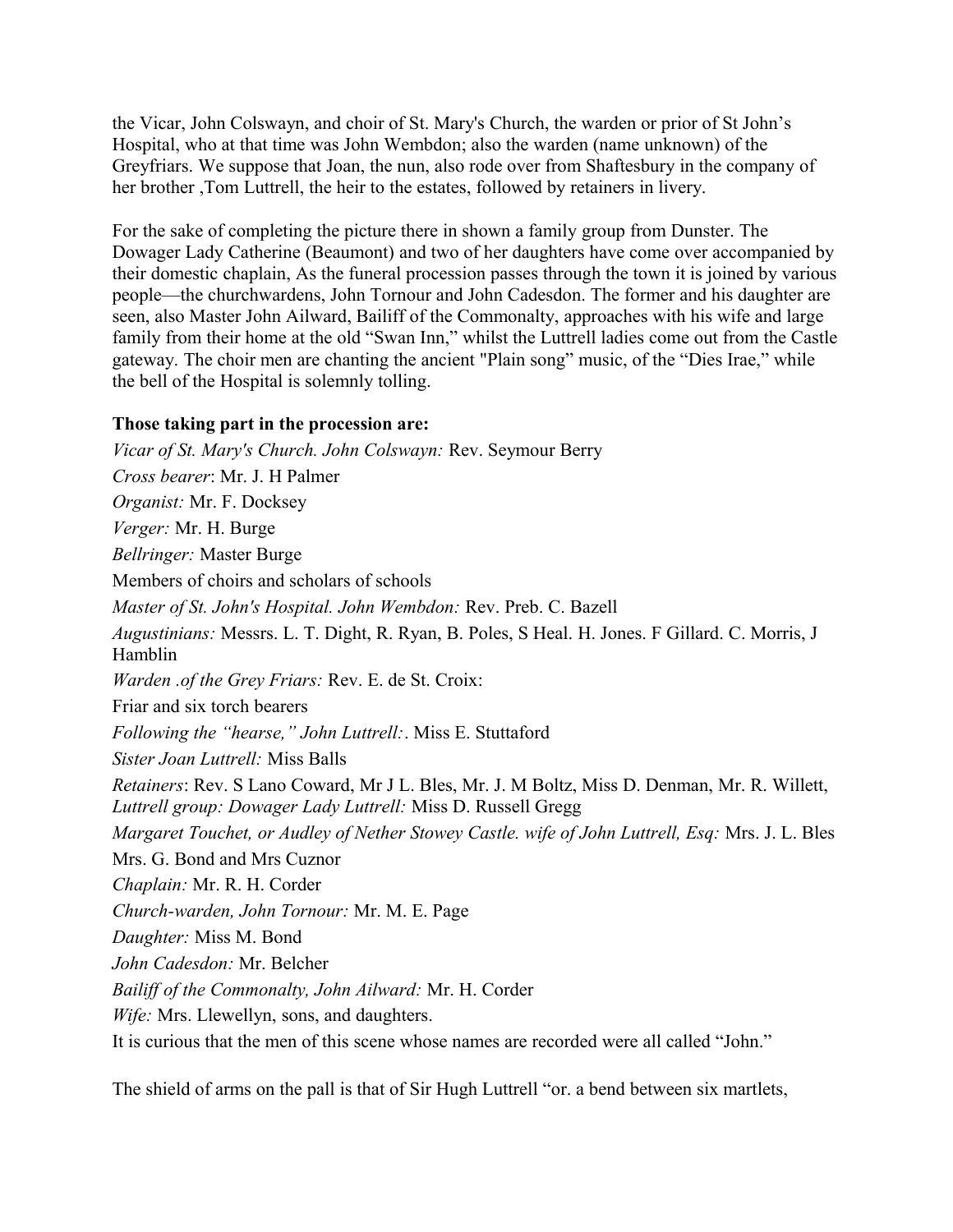the Vicar, John Colswayn, and choir of St. Mary's Church, the warden or prior of St John's Hospital, who at that time was John Wembdon; also the warden (name unknown) of the Greyfriars. We suppose that Joan, the nun, also rode over from Shaftesbury in the company of her brother ,Tom Luttrell, the heir to the estates, followed by retainers in livery.

For the sake of completing the picture there in shown a family group from Dunster. The Dowager Lady Catherine (Beaumont) and two of her daughters have come over accompanied by their domestic chaplain, As the funeral procession passes through the town it is joined by various people—the churchwardens, John Tornour and John Cadesdon. The former and his daughter are seen, also Master John Ailward, Bailiff of the Commonalty, approaches with his wife and large family from their home at the old "Swan Inn," whilst the Luttrell ladies come out from the Castle gateway. The choir men are chanting the ancient "Plain song" music, of the "Dies Irae," while the bell of the Hospital is solemnly tolling.

**Those taking part in the procession are:**

*Vicar of St. Mary's Church. John Colswayn:* Rev. Seymour Berry

*Cross bearer*: Mr. J. H Palmer

*Organist:* Mr. F. Docksey

*Verger:* Mr. H. Burge

*Bellringer:* Master Burge

Members of choirs and scholars of schools

*Master of St. John's Hospital. John Wembdon:* Rev. Preb. C. Bazell

*Augustinians:* Messrs. L. T. Dight, R. Ryan, B. Poles, S Heal. H. Jones. F Gillard. C. Morris, J Hamblin

*Warden .of the Grey Friars:* Rev. E. de St. Croix:

Friar and six torch bearers

*Following the "hearse," John Luttrell:*. Miss E. Stuttaford

*Sister Joan Luttrell:* Miss Balls

*Retainers*: Rev. S Lano Coward, Mr J L. Bles, Mr. J. M Boltz, Miss D. Denman, Mr. R. Willett,
*Luttrell group: Dowager Lady Luttrell:* Miss D. Russell Gregg

*Margaret Touchet, or Audley of Nether Stowey Castle. wife of John Luttrell, Esq:* Mrs. J. L. Bles

Mrs. G. Bond and Mrs Cuznor

*Chaplain:* Mr. R. H. Corder

*Church-warden, John Tornour:* Mr. M. E. Page

*Daughter:* Miss M. Bond

*John Cadesdon:* Mr. Belcher

*Bailiff of the Commonalty, John Ailward:* Mr. H. Corder

*Wife:* Mrs. Llewellyn, sons, and daughters.

It is curious that the men of this scene whose names are recorded were all called "John."

The shield of arms on the pall is that of Sir Hugh Luttrell "or. a bend between six martlets,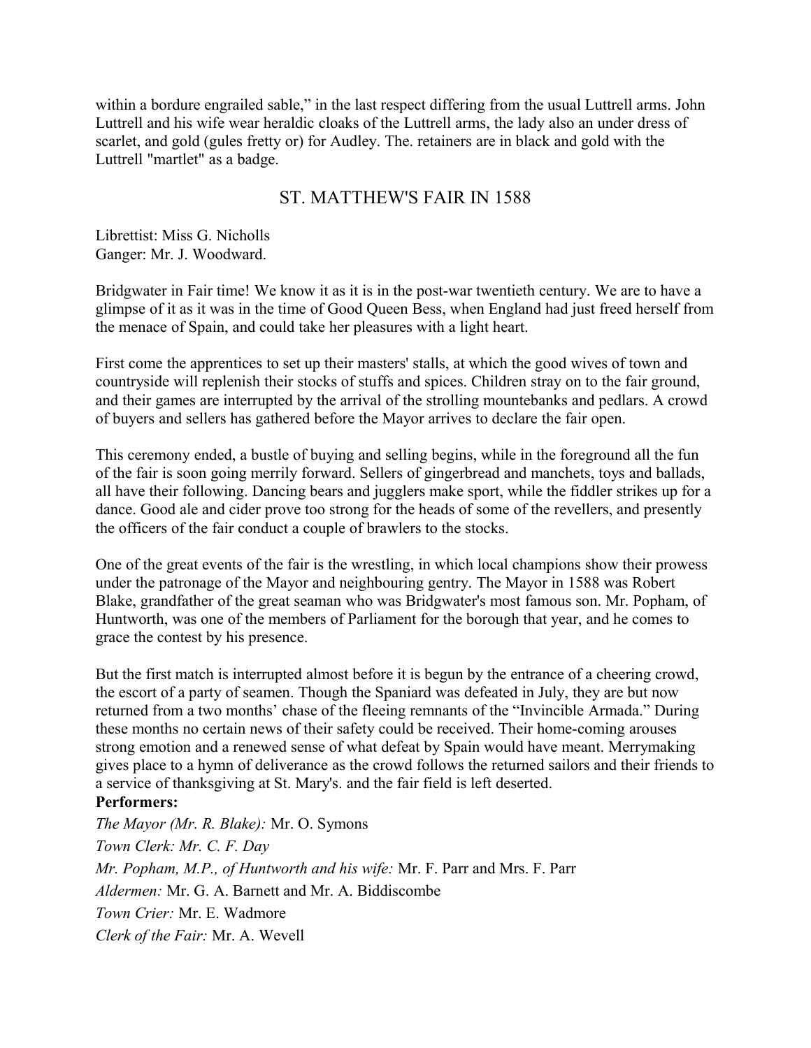within a bordure engrailed sable," in the last respect differing from the usual Luttrell arms. John Luttrell and his wife wear heraldic cloaks of the Luttrell arms, the lady also an under dress of scarlet, and gold (gules fretty or) for Audley. The. retainers are in black and gold with the Luttrell "martlet" as a badge.

## ST. MATTHEW'S FAIR IN 1588

Librettist: Miss G. Nicholls
Ganger: Mr. J. Woodward.

Bridgwater in Fair time! We know it as it is in the post-war twentieth century. We are to have a glimpse of it as it was in the time of Good Queen Bess, when England had just freed herself from the menace of Spain, and could take her pleasures with a light heart.

First come the apprentices to set up their masters' stalls, at which the good wives of town and countryside will replenish their stocks of stuffs and spices. Children stray on to the fair ground, and their games are interrupted by the arrival of the strolling mountebanks and pedlars. A crowd of buyers and sellers has gathered before the Mayor arrives to declare the fair open.

This ceremony ended, a bustle of buying and selling begins, while in the foreground all the fun of the fair is soon going merrily forward. Sellers of gingerbread and manchets, toys and ballads, all have their following. Dancing bears and jugglers make sport, while the fiddler strikes up for a dance. Good ale and cider prove too strong for the heads of some of the revellers, and presently the officers of the fair conduct a couple of brawlers to the stocks.

One of the great events of the fair is the wrestling, in which local champions show their prowess under the patronage of the Mayor and neighbouring gentry. The Mayor in 1588 was Robert Blake, grandfather of the great seaman who was Bridgwater's most famous son. Mr. Popham, of Huntworth, was one of the members of Parliament for the borough that year, and he comes to grace the contest by his presence.

But the first match is interrupted almost before it is begun by the entrance of a cheering crowd, the escort of a party of seamen. Though the Spaniard was defeated in July, they are but now returned from a two months' chase of the fleeing remnants of the "Invincible Armada." During these months no certain news of their safety could be received. Their home-coming arouses strong emotion and a renewed sense of what defeat by Spain would have meant. Merrymaking gives place to a hymn of deliverance as the crowd follows the returned sailors and their friends to a service of thanksgiving at St. Mary's. and the fair field is left deserted.

**Performers:**

*The Mayor (Mr. R. Blake):* Mr. O. Symons

*Town Clerk: Mr. C. F. Day*

*Mr. Popham, M.P., of Huntworth and his wife:* Mr. F. Parr and Mrs. F. Parr

*Aldermen:* Mr. G. A. Barnett and Mr. A. Biddiscombe

*Town Crier:* Mr. E. Wadmore

*Clerk of the Fair:* Mr. A. Wevell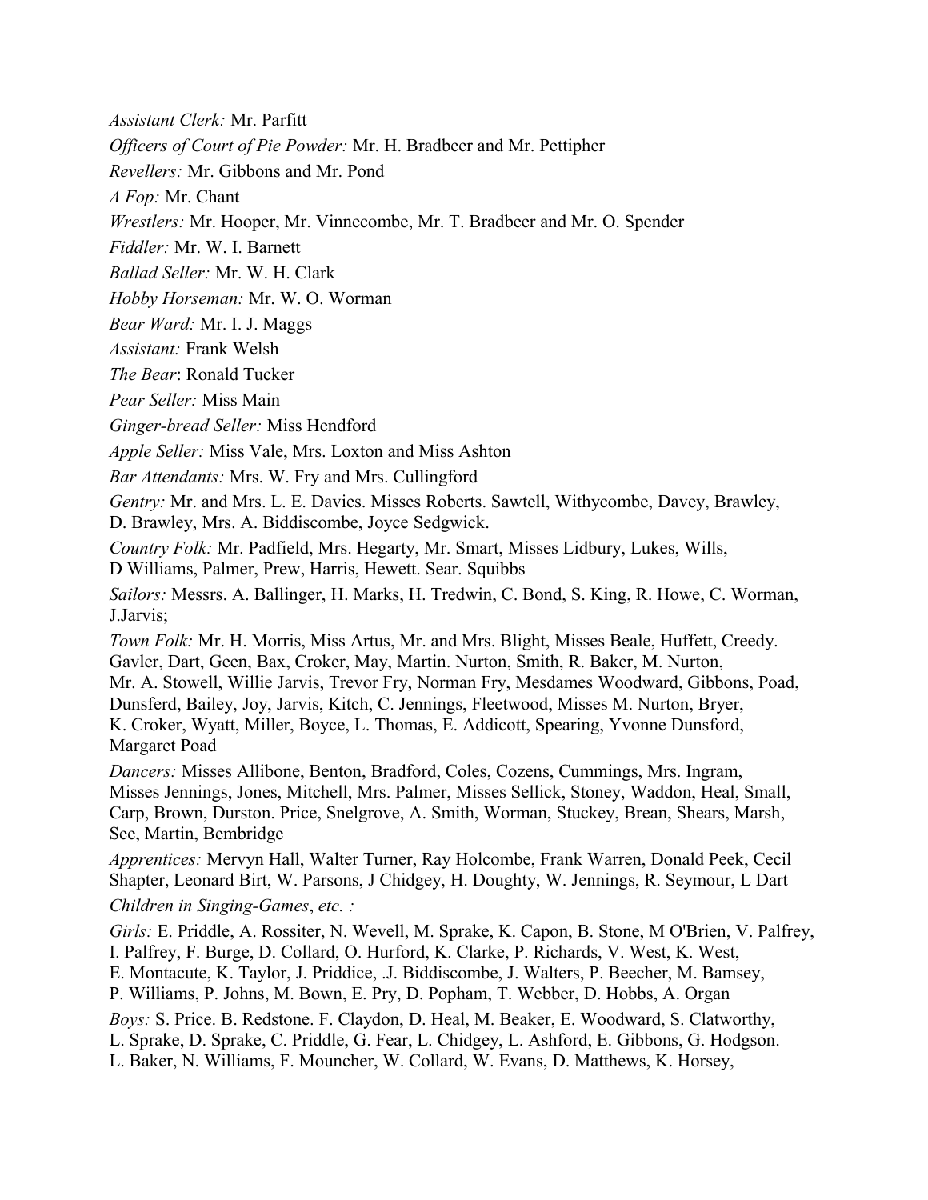*Assistant Clerk:* Mr. Parfitt

*Officers of Court of Pie Powder:* Mr. H. Bradbeer and Mr. Pettipher

*Revellers:* Mr. Gibbons and Mr. Pond

*A Fop:* Mr. Chant

*Wrestlers:* Mr. Hooper, Mr. Vinnecombe, Mr. T. Bradbeer and Mr. O. Spender

*Fiddler:* Mr. W. I. Barnett

*Ballad Seller:* Mr. W. H. Clark

*Hobby Horseman:* Mr. W. O. Worman

*Bear Ward:* Mr. I. J. Maggs

*Assistant:* Frank Welsh

*The Bear*: Ronald Tucker

*Pear Seller:* Miss Main

*Ginger-bread Seller:* Miss Hendford

*Apple Seller:* Miss Vale, Mrs. Loxton and Miss Ashton

*Bar Attendants:* Mrs. W. Fry and Mrs. Cullingford

*Gentry:* Mr. and Mrs. L. E. Davies. Misses Roberts. Sawtell, Withycombe, Davey, Brawley, D. Brawley, Mrs. A. Biddiscombe, Joyce Sedgwick.

*Country Folk:* Mr. Padfield, Mrs. Hegarty, Mr. Smart, Misses Lidbury, Lukes, Wills, D Williams, Palmer, Prew, Harris, Hewett. Sear. Squibbs

*Sailors:* Messrs. A. Ballinger, H. Marks, H. Tredwin, C. Bond, S. King, R. Howe, C. Worman, J.Jarvis;

*Town Folk:* Mr. H. Morris, Miss Artus, Mr. and Mrs. Blight, Misses Beale, Huffett, Creedy. Gavler, Dart, Geen, Bax, Croker, May, Martin. Nurton, Smith, R. Baker, M. Nurton, Mr. A. Stowell, Willie Jarvis, Trevor Fry, Norman Fry, Mesdames Woodward, Gibbons, Poad, Dunsferd, Bailey, Joy, Jarvis, Kitch, C. Jennings, Fleetwood, Misses M. Nurton, Bryer, K. Croker, Wyatt, Miller, Boyce, L. Thomas, E. Addicott, Spearing, Yvonne Dunsford, Margaret Poad

*Dancers:* Misses Allibone, Benton, Bradford, Coles, Cozens, Cummings, Mrs. Ingram, Misses Jennings, Jones, Mitchell, Mrs. Palmer, Misses Sellick, Stoney, Waddon, Heal, Small, Carp, Brown, Durston. Price, Snelgrove, A. Smith, Worman, Stuckey, Brean, Shears, Marsh, See, Martin, Bembridge

*Apprentices:* Mervyn Hall, Walter Turner, Ray Holcombe, Frank Warren, Donald Peek, Cecil Shapter, Leonard Birt, W. Parsons, J Chidgey, H. Doughty, W. Jennings, R. Seymour, L Dart

*Children in Singing-Games*, *etc. :*

*Girls:* E. Priddle, A. Rossiter, N. Wevell, M. Sprake, K. Capon, B. Stone, M O'Brien, V. Palfrey, I. Palfrey, F. Burge, D. Collard, O. Hurford, K. Clarke, P. Richards, V. West, K. West, E. Montacute, K. Taylor, J. Priddice, .J. Biddiscombe, J. Walters, P. Beecher, M. Bamsey, P. Williams, P. Johns, M. Bown, E. Pry, D. Popham, T. Webber, D. Hobbs, A. Organ

*Boys:* S. Price. B. Redstone. F. Claydon, D. Heal, M. Beaker, E. Woodward, S. Clatworthy, L. Sprake, D. Sprake, C. Priddle, G. Fear, L. Chidgey, L. Ashford, E. Gibbons, G. Hodgson. L. Baker, N. Williams, F. Mouncher, W. Collard, W. Evans, D. Matthews, K. Horsey,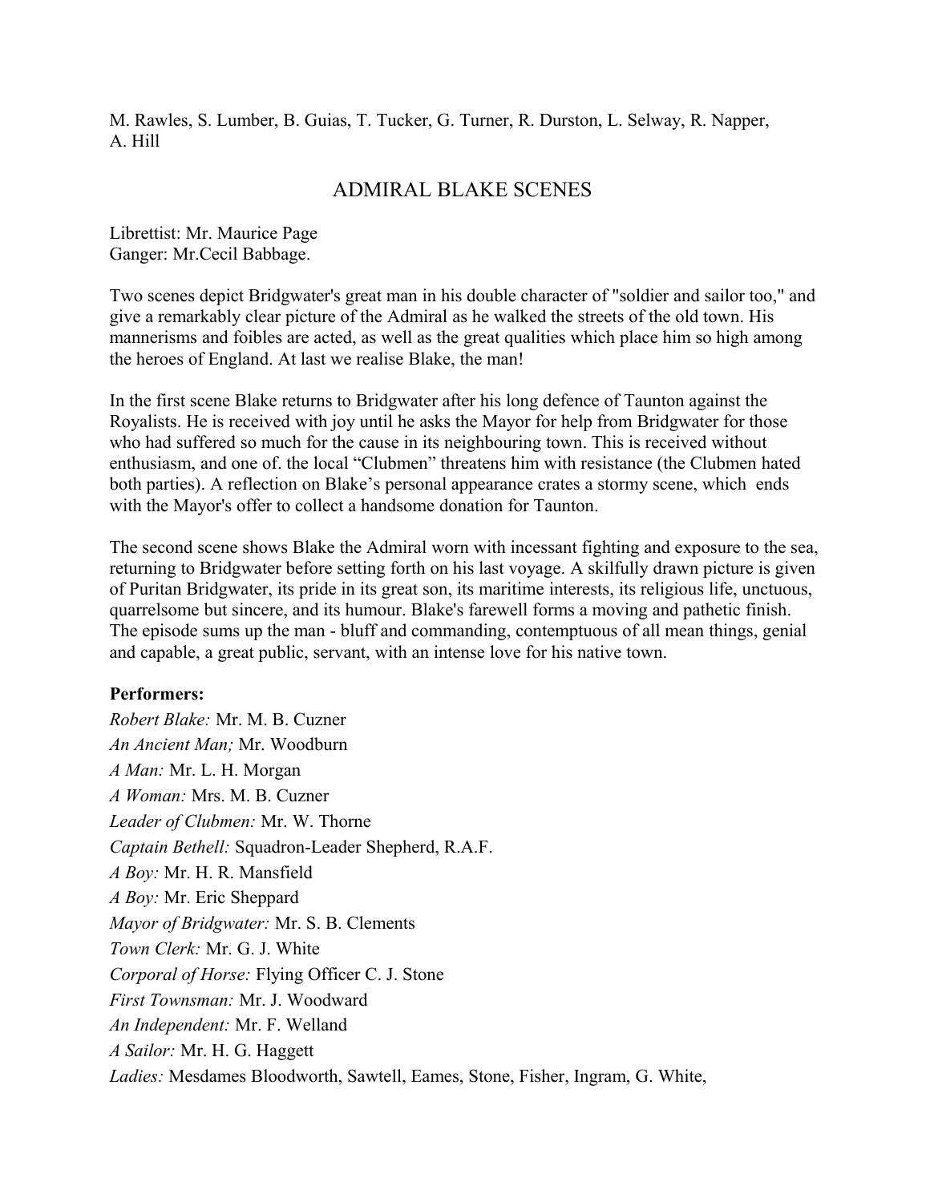M. Rawles, S. Lumber, B. Guias, T. Tucker, G. Turner, R. Durston, L. Selway, R. Napper, A. Hill

## ADMIRAL BLAKE SCENES

Librettist: Mr. Maurice Page
Ganger: Mr.Cecil Babbage.

Two scenes depict Bridgwater's great man in his double character of "soldier and sailor too," and give a remarkably clear picture of the Admiral as he walked the streets of the old town. His mannerisms and foibles are acted, as well as the great qualities which place him so high among the heroes of England. At last we realise Blake, the man!

In the first scene Blake returns to Bridgwater after his long defence of Taunton against the Royalists. He is received with joy until he asks the Mayor for help from Bridgwater for those who had suffered so much for the cause in its neighbouring town. This is received without enthusiasm, and one of. the local "Clubmen" threatens him with resistance (the Clubmen hated both parties). A reflection on Blake's personal appearance crates a stormy scene, which ends with the Mayor's offer to collect a handsome donation for Taunton.

The second scene shows Blake the Admiral worn with incessant fighting and exposure to the sea, returning to Bridgwater before setting forth on his last voyage. A skilfully drawn picture is given of Puritan Bridgwater, its pride in its great son, its maritime interests, its religious life, unctuous, quarrelsome but sincere, and its humour. Blake's farewell forms a moving and pathetic finish. The episode sums up the man - bluff and commanding, contemptuous of all mean things, genial and capable, a great public, servant, with an intense love for his native town.

**Performers:**

*Robert Blake:* Mr. M. B. Cuzner
*An Ancient Man;* Mr. Woodburn
*A Man:* Mr. L. H. Morgan
*A Woman:* Mrs. M. B. Cuzner
*Leader of Clubmen:* Mr. W. Thorne
*Captain Bethell:* Squadron-Leader Shepherd, R.A.F.
*A Boy:* Mr. H. R. Mansfield
*A Boy:* Mr. Eric Sheppard
*Mayor of Bridgwater:* Mr. S. B. Clements
*Town Clerk:* Mr. G. J. White
*Corporal of Horse:* Flying Officer C. J. Stone
*First Townsman:* Mr. J. Woodward
*An Independent:* Mr. F. Welland
*A Sailor:* Mr. H. G. Haggett
*Ladies:* Mesdames Bloodworth, Sawtell, Eames, Stone, Fisher, Ingram, G. White,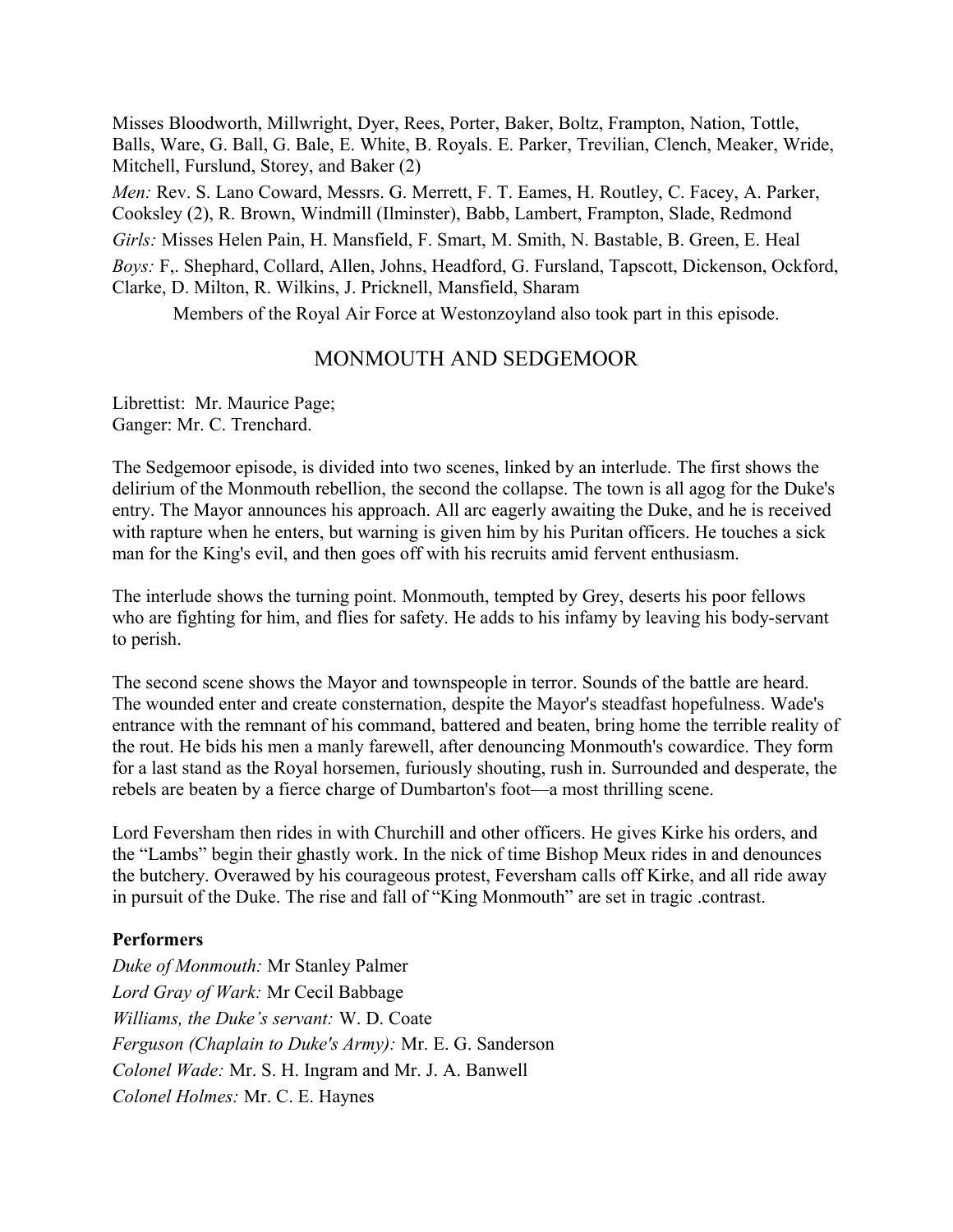Misses Bloodworth, Millwright, Dyer, Rees, Porter, Baker, Boltz, Frampton, Nation, Tottle, Balls, Ware, G. Ball, G. Bale, E. White, B. Royals. E. Parker, Trevilian, Clench, Meaker, Wride, Mitchell, Furslund, Storey, and Baker (2)

*Men:* Rev. S. Lano Coward, Messrs. G. Merrett, F. T. Eames, H. Routley, C. Facey, A. Parker, Cooksley (2), R. Brown, Windmill (Ilminster), Babb, Lambert, Frampton, Slade, Redmond

*Girls:* Misses Helen Pain, H. Mansfield, F. Smart, M. Smith, N. Bastable, B. Green, E. Heal

*Boys:* F,. Shephard, Collard, Allen, Johns, Headford, G. Fursland, Tapscott, Dickenson, Ockford, Clarke, D. Milton, R. Wilkins, J. Pricknell, Mansfield, Sharam

Members of the Royal Air Force at Westonzoyland also took part in this episode.

## MONMOUTH AND SEDGEMOOR

Librettist: Mr. Maurice Page;
Ganger: Mr. C. Trenchard.

The Sedgemoor episode, is divided into two scenes, linked by an interlude. The first shows the delirium of the Monmouth rebellion, the second the collapse. The town is all agog for the Duke's entry. The Mayor announces his approach. All arc eagerly awaiting the Duke, and he is received with rapture when he enters, but warning is given him by his Puritan officers. He touches a sick man for the King's evil, and then goes off with his recruits amid fervent enthusiasm.

The interlude shows the turning point. Monmouth, tempted by Grey, deserts his poor fellows who are fighting for him, and flies for safety. He adds to his infamy by leaving his body-servant to perish.

The second scene shows the Mayor and townspeople in terror. Sounds of the battle are heard. The wounded enter and create consternation, despite the Mayor's steadfast hopefulness. Wade's entrance with the remnant of his command, battered and beaten, bring home the terrible reality of the rout. He bids his men a manly farewell, after denouncing Monmouth's cowardice. They form for a last stand as the Royal horsemen, furiously shouting, rush in. Surrounded and desperate, the rebels are beaten by a fierce charge of Dumbarton's foot—a most thrilling scene.

Lord Feversham then rides in with Churchill and other officers. He gives Kirke his orders, and the "Lambs" begin their ghastly work. In the nick of time Bishop Meux rides in and denounces the butchery. Overawed by his courageous protest, Feversham calls off Kirke, and all ride away in pursuit of the Duke. The rise and fall of "King Monmouth" are set in tragic .contrast.

**Performers**

*Duke of Monmouth:* Mr Stanley Palmer
*Lord Gray of Wark:* Mr Cecil Babbage
*Williams, the Duke's servant:* W. D. Coate
*Ferguson (Chaplain to Duke's Army):* Mr. E. G. Sanderson
*Colonel Wade:* Mr. S. H. Ingram and Mr. J. A. Banwell
*Colonel Holmes:* Mr. C. E. Haynes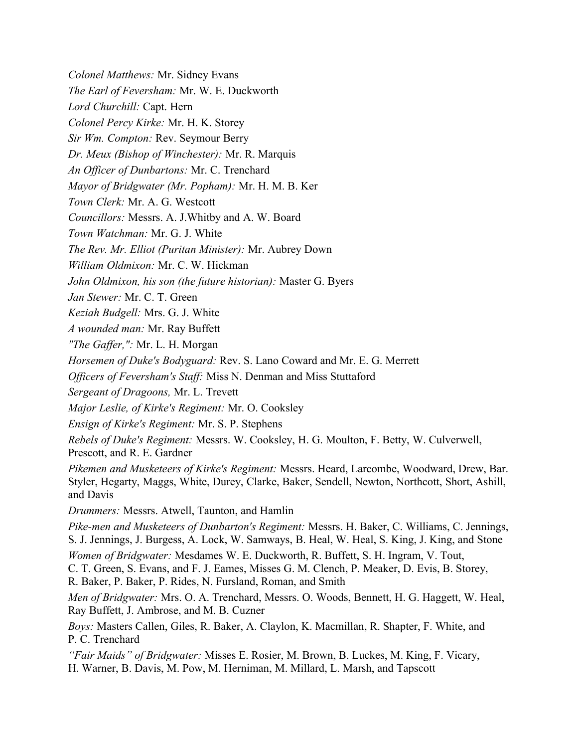*Colonel Matthews:* Mr. Sidney Evans

*The Earl of Feversham:* Mr. W. E. Duckworth

*Lord Churchill:* Capt. Hern

*Colonel Percy Kirke:* Mr. H. K. Storey

*Sir Wm. Compton:* Rev. Seymour Berry

*Dr. Meux (Bishop of Winchester):* Mr. R. Marquis

*An Officer of Dunbartons:* Mr. C. Trenchard

*Mayor of Bridgwater (Mr. Popham):* Mr. H. M. B. Ker

*Town Clerk:* Mr. A. G. Westcott

*Councillors:* Messrs. A. J.Whitby and A. W. Board

*Town Watchman:* Mr. G. J. White

*The Rev. Mr. Elliot (Puritan Minister):* Mr. Aubrey Down

*William Oldmixon:* Mr. C. W. Hickman

*John Oldmixon, his son (the future historian):* Master G. Byers

*Jan Stewer:* Mr. C. T. Green

*Keziah Budgell:* Mrs. G. J. White

*A wounded man:* Mr. Ray Buffett

*"The Gaffer,":* Mr. L. H. Morgan

*Horsemen of Duke's Bodyguard:* Rev. S. Lano Coward and Mr. E. G. Merrett

*Officers of Feversham's Staff:* Miss N. Denman and Miss Stuttaford

*Sergeant of Dragoons,* Mr. L. Trevett

*Major Leslie, of Kirke's Regiment:* Mr. O. Cooksley

*Ensign of Kirke's Regiment:* Mr. S. P. Stephens

*Rebels of Duke's Regiment:* Messrs. W. Cooksley, H. G. Moulton, F. Betty, W. Culverwell, Prescott, and R. E. Gardner

*Pikemen and Musketeers of Kirke's Regiment:* Messrs. Heard, Larcombe, Woodward, Drew, Bar. Styler, Hegarty, Maggs, White, Durey, Clarke, Baker, Sendell, Newton, Northcott, Short, Ashill, and Davis

*Drummers:* Messrs. Atwell, Taunton, and Hamlin

*Pike-men and Musketeers of Dunbarton's Regiment:* Messrs. H. Baker, C. Williams, C. Jennings, S. J. Jennings, J. Burgess, A. Lock, W. Samways, B. Heal, W. Heal, S. King, J. King, and Stone

*Women of Bridgwater:* Mesdames W. E. Duckworth, R. Buffett, S. H. Ingram, V. Tout, C. T. Green, S. Evans, and F. J. Eames, Misses G. M. Clench, P. Meaker, D. Evis, B. Storey, R. Baker, P. Baker, P. Rides, N. Fursland, Roman, and Smith

*Men of Bridgwater:* Mrs. O. A. Trenchard, Messrs. O. Woods, Bennett, H. G. Haggett, W. Heal, Ray Buffett, J. Ambrose, and M. B. Cuzner

*Boys:* Masters Callen, Giles, R. Baker, A. Claylon, K. Macmillan, R. Shapter, F. White, and P. C. Trenchard

*"Fair Maids" of Bridgwater:* Misses E. Rosier, M. Brown, B. Luckes, M. King, F. Vicary, H. Warner, B. Davis, M. Pow, M. Herniman, M. Millard, L. Marsh, and Tapscott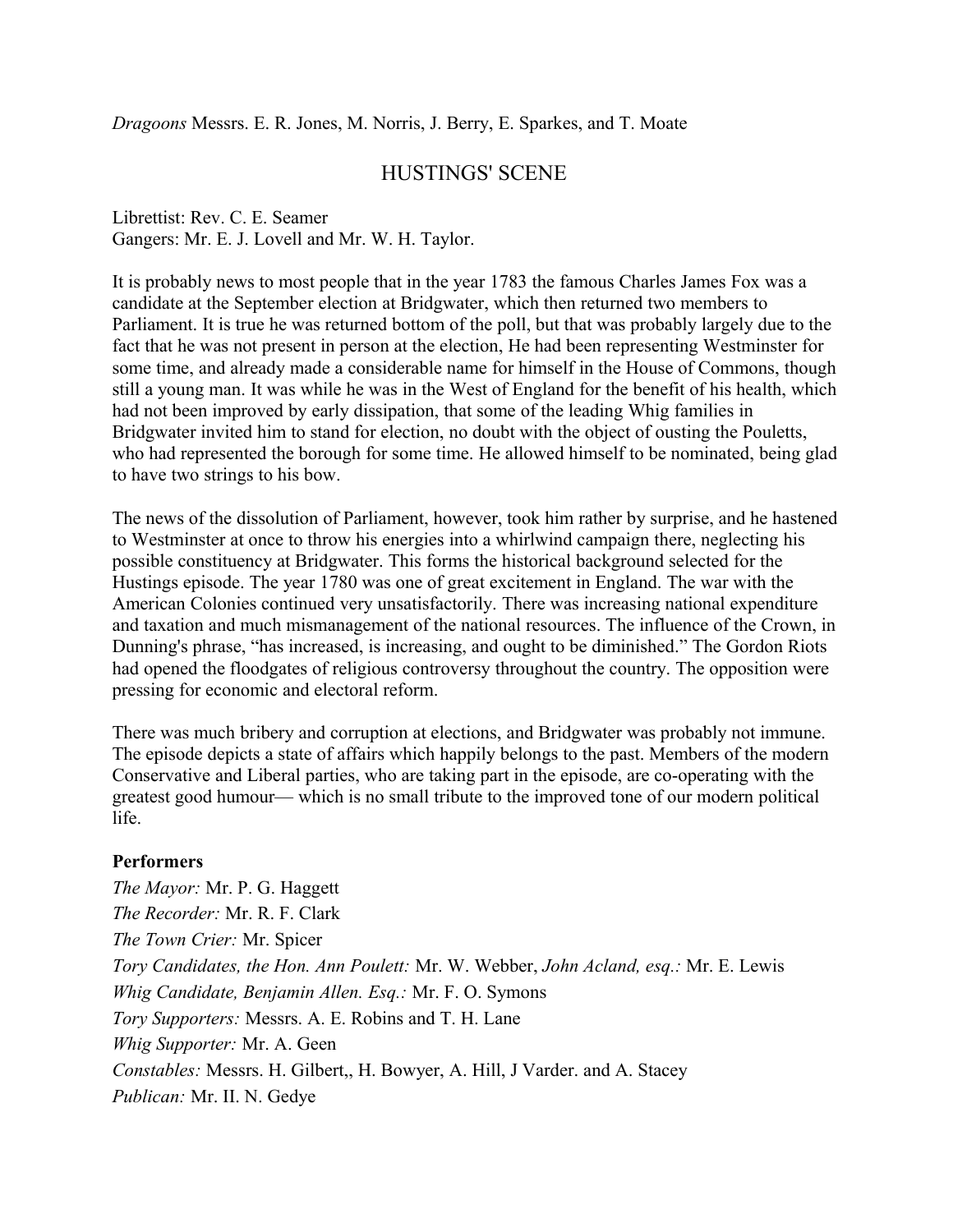*Dragoons* Messrs. E. R. Jones, M. Norris, J. Berry, E. Sparkes, and T. Moate

## HUSTINGS' SCENE

Librettist: Rev. C. E. Seamer
Gangers: Mr. E. J. Lovell and Mr. W. H. Taylor.

It is probably news to most people that in the year 1783 the famous Charles James Fox was a candidate at the September election at Bridgwater, which then returned two members to Parliament. It is true he was returned bottom of the poll, but that was probably largely due to the fact that he was not present in person at the election, He had been representing Westminster for some time, and already made a considerable name for himself in the House of Commons, though still a young man. It was while he was in the West of England for the benefit of his health, which had not been improved by early dissipation, that some of the leading Whig families in Bridgwater invited him to stand for election, no doubt with the object of ousting the Pouletts, who had represented the borough for some time. He allowed himself to be nominated, being glad to have two strings to his bow.

The news of the dissolution of Parliament, however, took him rather by surprise, and he hastened to Westminster at once to throw his energies into a whirlwind campaign there, neglecting his possible constituency at Bridgwater. This forms the historical background selected for the Hustings episode. The year 1780 was one of great excitement in England. The war with the American Colonies continued very unsatisfactorily. There was increasing national expenditure and taxation and much mismanagement of the national resources. The influence of the Crown, in Dunning's phrase, "has increased, is increasing, and ought to be diminished." The Gordon Riots had opened the floodgates of religious controversy throughout the country. The opposition were pressing for economic and electoral reform.

There was much bribery and corruption at elections, and Bridgwater was probably not immune. The episode depicts a state of affairs which happily belongs to the past. Members of the modern Conservative and Liberal parties, who are taking part in the episode, are co-operating with the greatest good humour— which is no small tribute to the improved tone of our modern political life.

**Performers**

*The Mayor:* Mr. P. G. Haggett
*The Recorder:* Mr. R. F. Clark
*The Town Crier:* Mr. Spicer
*Tory Candidates, the Hon. Ann Poulett:* Mr. W. Webber, *John Acland, esq.:* Mr. E. Lewis
*Whig Candidate, Benjamin Allen. Esq.:* Mr. F. O. Symons
*Tory Supporters:* Messrs. A. E. Robins and T. H. Lane
*Whig Supporter:* Mr. A. Geen
*Constables:* Messrs. H. Gilbert,, H. Bowyer, A. Hill, J Varder. and A. Stacey
*Publican:* Mr. II. N. Gedye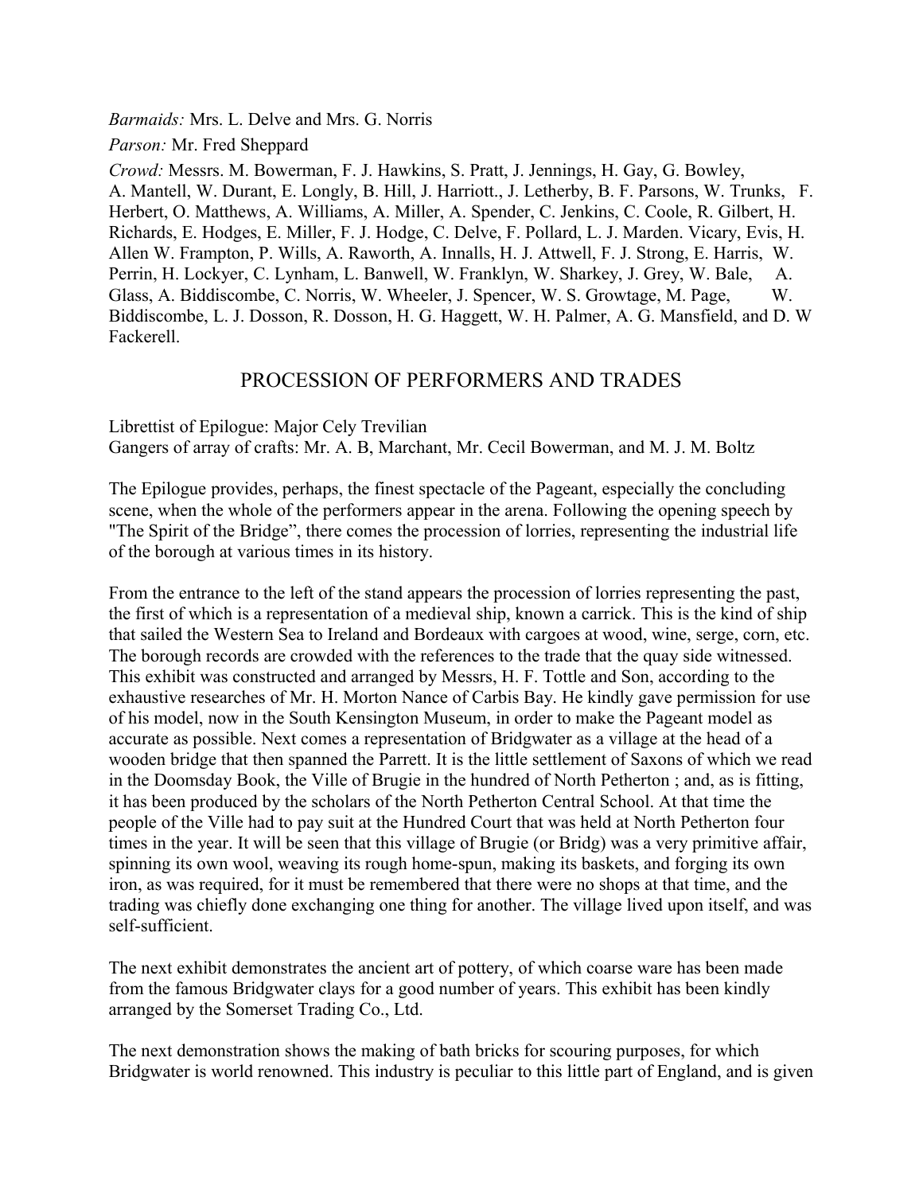*Barmaids:* Mrs. L. Delve and Mrs. G. Norris

*Parson:* Mr. Fred Sheppard

*Crowd:* Messrs. M. Bowerman, F. J. Hawkins, S. Pratt, J. Jennings, H. Gay, G. Bowley, A. Mantell, W. Durant, E. Longly, B. Hill, J. Harriott., J. Letherby, B. F. Parsons, W. Trunks, F. Herbert, O. Matthews, A. Williams, A. Miller, A. Spender, C. Jenkins, C. Coole, R. Gilbert, H. Richards, E. Hodges, E. Miller, F. J. Hodge, C. Delve, F. Pollard, L. J. Marden. Vicary, Evis, H. Allen W. Frampton, P. Wills, A. Raworth, A. Innalls, H. J. Attwell, F. J. Strong, E. Harris, W. Perrin, H. Lockyer, C. Lynham, L. Banwell, W. Franklyn, W. Sharkey, J. Grey, W. Bale, A. Glass, A. Biddiscombe, C. Norris, W. Wheeler, J. Spencer, W. S. Growtage, M. Page, W. Biddiscombe, L. J. Dosson, R. Dosson, H. G. Haggett, W. H. Palmer, A. G. Mansfield, and D. W Fackerell.

## PROCESSION OF PERFORMERS AND TRADES

Librettist of Epilogue: Major Cely Trevilian
Gangers of array of crafts: Mr. A. B, Marchant, Mr. Cecil Bowerman, and M. J. M. Boltz

The Epilogue provides, perhaps, the finest spectacle of the Pageant, especially the concluding scene, when the whole of the performers appear in the arena. Following the opening speech by "The Spirit of the Bridge", there comes the procession of lorries, representing the industrial life of the borough at various times in its history.

From the entrance to the left of the stand appears the procession of lorries representing the past, the first of which is a representation of a medieval ship, known a carrick. This is the kind of ship that sailed the Western Sea to Ireland and Bordeaux with cargoes at wood, wine, serge, corn, etc. The borough records are crowded with the references to the trade that the quay side witnessed. This exhibit was constructed and arranged by Messrs, H. F. Tottle and Son, according to the exhaustive researches of Mr. H. Morton Nance of Carbis Bay. He kindly gave permission for use of his model, now in the South Kensington Museum, in order to make the Pageant model as accurate as possible. Next comes a representation of Bridgwater as a village at the head of a wooden bridge that then spanned the Parrett. It is the little settlement of Saxons of which we read in the Doomsday Book, the Ville of Brugie in the hundred of North Petherton ; and, as is fitting, it has been produced by the scholars of the North Petherton Central School. At that time the people of the Ville had to pay suit at the Hundred Court that was held at North Petherton four times in the year. It will be seen that this village of Brugie (or Bridg) was a very primitive affair, spinning its own wool, weaving its rough home-spun, making its baskets, and forging its own iron, as was required, for it must be remembered that there were no shops at that time, and the trading was chiefly done exchanging one thing for another. The village lived upon itself, and was self-sufficient.

The next exhibit demonstrates the ancient art of pottery, of which coarse ware has been made from the famous Bridgwater clays for a good number of years. This exhibit has been kindly arranged by the Somerset Trading Co., Ltd.

The next demonstration shows the making of bath bricks for scouring purposes, for which Bridgwater is world renowned. This industry is peculiar to this little part of England, and is given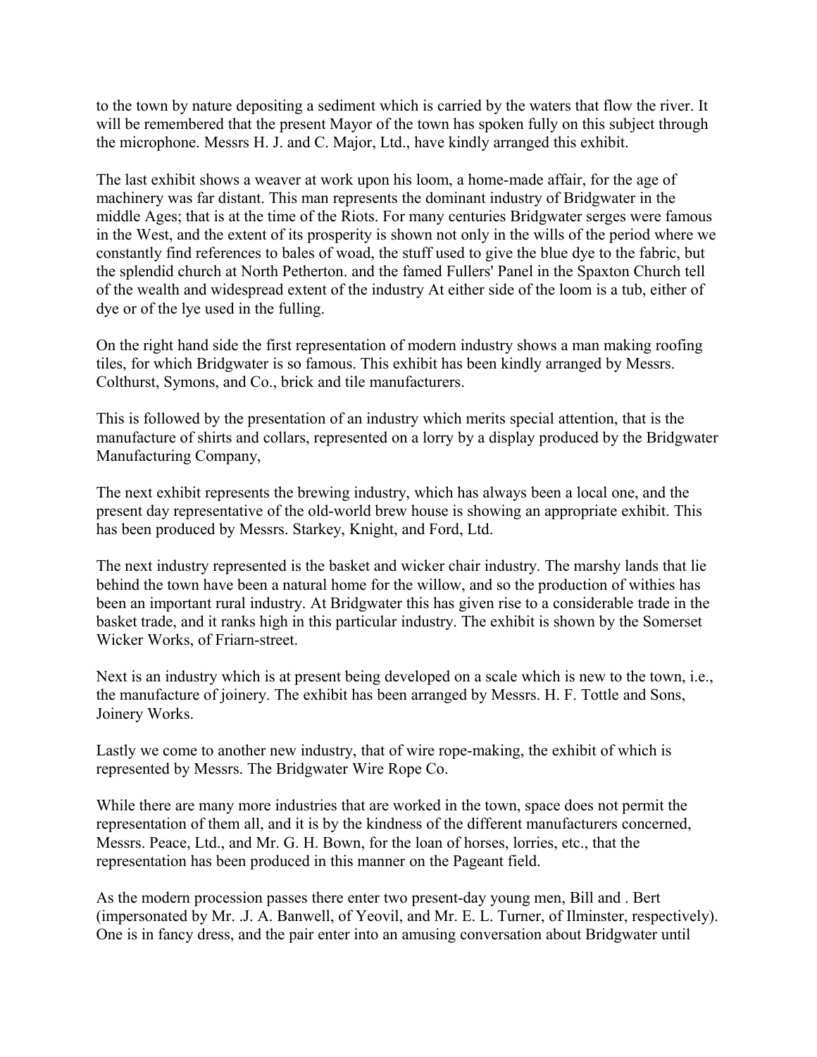to the town by nature depositing a sediment which is carried by the waters that flow the river. It will be remembered that the present Mayor of the town has spoken fully on this subject through the microphone. Messrs H. J. and C. Major, Ltd., have kindly arranged this exhibit.

The last exhibit shows a weaver at work upon his loom, a home-made affair, for the age of machinery was far distant. This man represents the dominant industry of Bridgwater in the middle Ages; that is at the time of the Riots. For many centuries Bridgwater serges were famous in the West, and the extent of its prosperity is shown not only in the wills of the period where we constantly find references to bales of woad, the stuff used to give the blue dye to the fabric, but the splendid church at North Petherton. and the famed Fullers' Panel in the Spaxton Church tell of the wealth and widespread extent of the industry At either side of the loom is a tub, either of dye or of the lye used in the fulling.

On the right hand side the first representation of modern industry shows a man making roofing tiles, for which Bridgwater is so famous. This exhibit has been kindly arranged by Messrs. Colthurst, Symons, and Co., brick and tile manufacturers.

This is followed by the presentation of an industry which merits special attention, that is the manufacture of shirts and collars, represented on a lorry by a display produced by the Bridgwater Manufacturing Company,

The next exhibit represents the brewing industry, which has always been a local one, and the present day representative of the old-world brew house is showing an appropriate exhibit. This has been produced by Messrs. Starkey, Knight, and Ford, Ltd.

The next industry represented is the basket and wicker chair industry. The marshy lands that lie behind the town have been a natural home for the willow, and so the production of withies has been an important rural industry. At Bridgwater this has given rise to a considerable trade in the basket trade, and it ranks high in this particular industry. The exhibit is shown by the Somerset Wicker Works, of Friarn-street.

Next is an industry which is at present being developed on a scale which is new to the town, i.e., the manufacture of joinery. The exhibit has been arranged by Messrs. H. F. Tottle and Sons, Joinery Works.

Lastly we come to another new industry, that of wire rope-making, the exhibit of which is represented by Messrs. The Bridgwater Wire Rope Co.

While there are many more industries that are worked in the town, space does not permit the representation of them all, and it is by the kindness of the different manufacturers concerned, Messrs. Peace, Ltd., and Mr. G. H. Bown, for the loan of horses, lorries, etc., that the representation has been produced in this manner on the Pageant field.

As the modern procession passes there enter two present-day young men, Bill and . Bert (impersonated by Mr. .J. A. Banwell, of Yeovil, and Mr. E. L. Turner, of Ilminster, respectively). One is in fancy dress, and the pair enter into an amusing conversation about Bridgwater until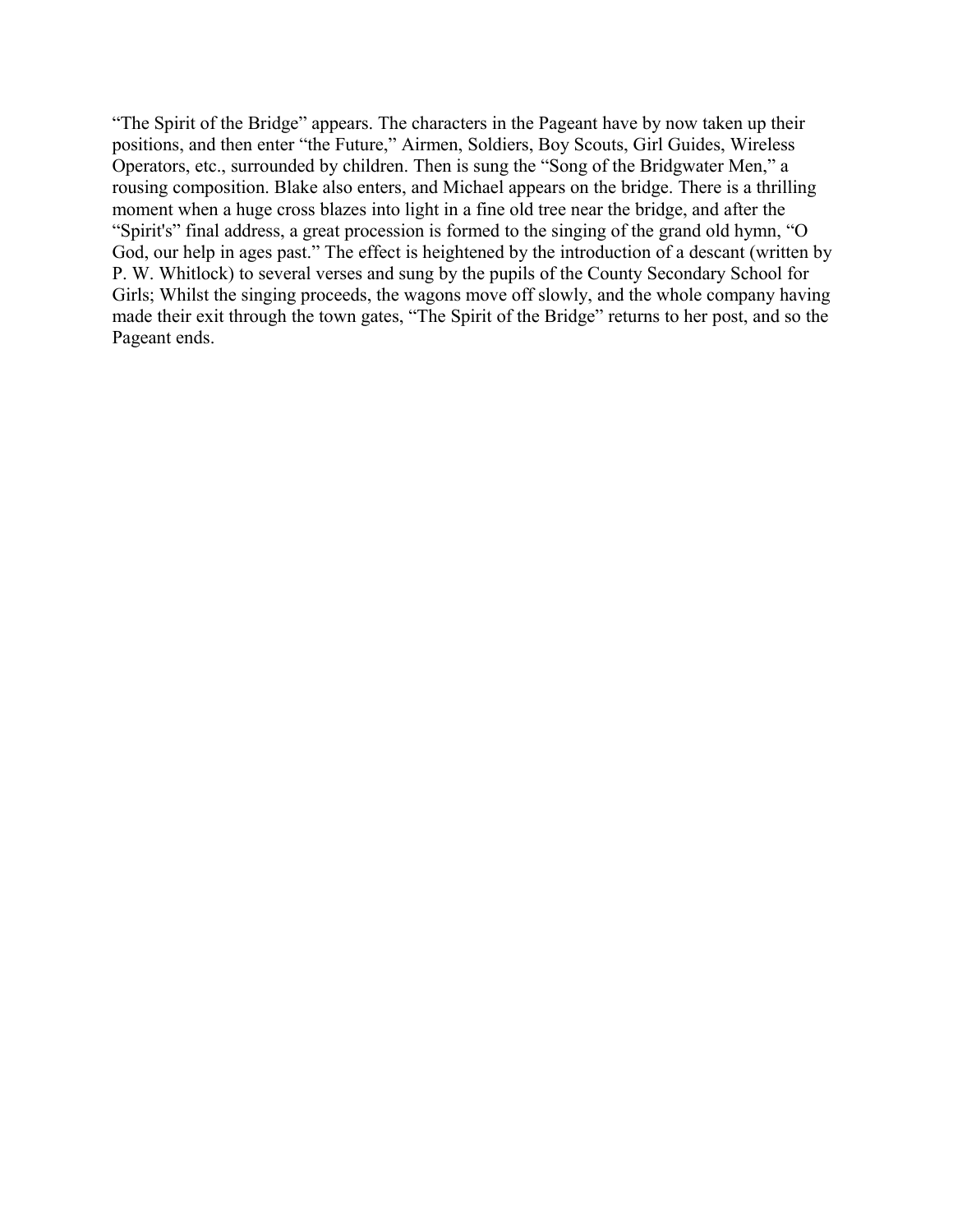"The Spirit of the Bridge" appears. The characters in the Pageant have by now taken up their positions, and then enter "the Future," Airmen, Soldiers, Boy Scouts, Girl Guides, Wireless Operators, etc., surrounded by children. Then is sung the "Song of the Bridgwater Men," a rousing composition. Blake also enters, and Michael appears on the bridge. There is a thrilling moment when a huge cross blazes into light in a fine old tree near the bridge, and after the "Spirit's" final address, a great procession is formed to the singing of the grand old hymn, "O God, our help in ages past." The effect is heightened by the introduction of a descant (written by P. W. Whitlock) to several verses and sung by the pupils of the County Secondary School for Girls; Whilst the singing proceeds, the wagons move off slowly, and the whole company having made their exit through the town gates, "The Spirit of the Bridge" returns to her post, and so the Pageant ends.